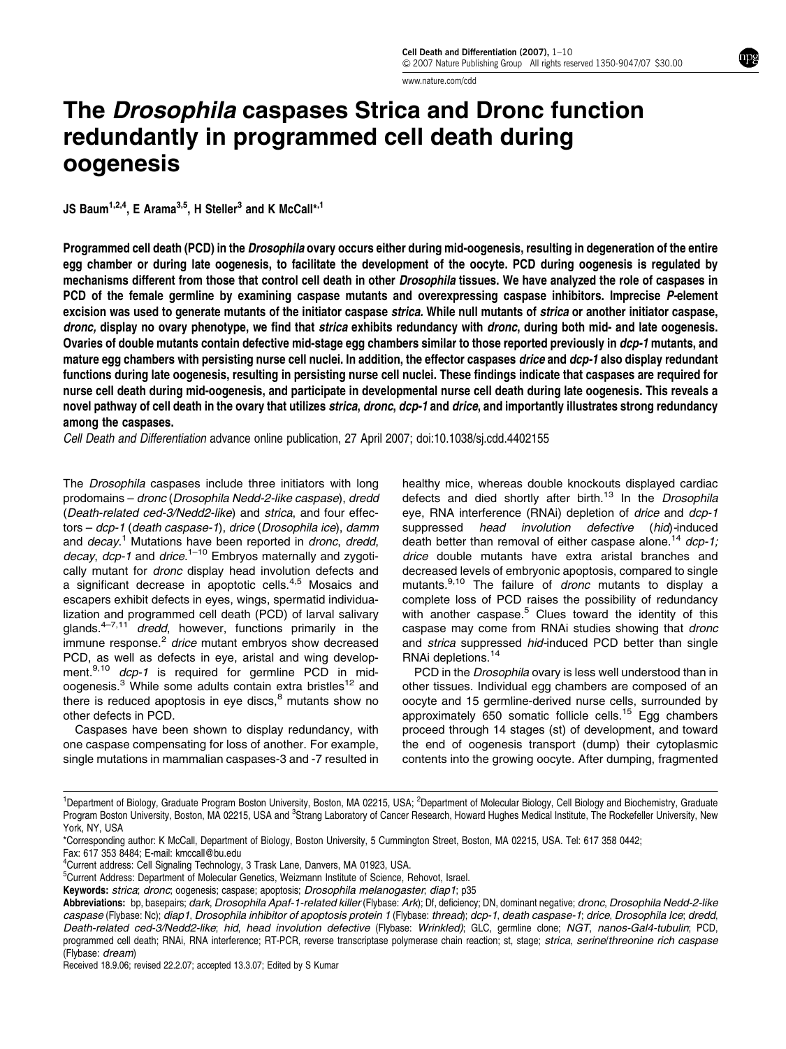# The *Drosophila* caspases Strica and Dronc function redundantly in programmed cell death during oogenesis

**JS Baum[1,2,4], E Arama[3,5], H Steller[3] and K McCall*,[1]**

**Programmed cell death (PCD) in the *Drosophila* ovary occurs either during mid-oogenesis, resulting in degeneration of the entire egg chamber or during late oogenesis, to facilitate the development of the oocyte. PCD during oogenesis is regulated by mechanisms different from those that control cell death in other *Drosophila* tissues. We have analyzed the role of caspases in PCD of the female germline by examining caspase mutants and overexpressing caspase inhibitors. Imprecise *P*-element excision was used to generate mutants of the initiator caspase *strica.* While null mutants of *strica* or another initiator caspase, *dronc,* display no ovary phenotype, we find that *strica* exhibits redundancy with *dronc*, during both mid- and late oogenesis. Ovaries of double mutants contain defective mid-stage egg chambers similar to those reported previously in *dcp-1* mutants, and mature egg chambers with persisting nurse cell nuclei. In addition, the effector caspases *drice* and *dcp-1* also display redundant functions during late oogenesis, resulting in persisting nurse cell nuclei. These findings indicate that caspases are required for nurse cell death during mid-oogenesis, and participate in developmental nurse cell death during late oogenesis. This reveals a novel pathway of cell death in the ovary that utilizes *strica*, *dronc*, *dcp-1* and *drice*, and importantly illustrates strong redundancy among the caspases.**

*Cell Death and Differentiation* advance online publication, 27 April 2007; doi:10.1038/sj.cdd.4402155

The *Drosophila* caspases include three initiators with long prodomains – *dronc* (*Drosophila Nedd-2-like caspase*), *dredd* (*Death-related ced-3/Nedd2-like*) and *strica*, and four effectors – *dcp-1* (*death caspase-1*), *drice* (*Drosophila ice*), *damm* and *decay*.[1] Mutations have been reported in *dronc*, *dredd*, *decay*, *dcp-1* and *drice*.[1–10] Embryos maternally and zygotically mutant for *dronc* display head involution defects and a significant decrease in apoptotic cells.[4,5] Mosaics and escapers exhibit defects in eyes, wings, spermatid individualization and programmed cell death (PCD) of larval salivary glands.[4–7,11] *dredd*, however, functions primarily in the immune response.[2] *drice* mutant embryos show decreased PCD, as well as defects in eye, aristal and wing development.[9,10] *dcp-1* is required for germline PCD in mid-oogenesis.[3] While some adults contain extra bristles[12] and there is reduced apoptosis in eye discs,[8] mutants show no other defects in PCD.

Caspases have been shown to display redundancy, with one caspase compensating for loss of another. For example, single mutations in mammalian caspases-3 and -7 resulted in healthy mice, whereas double knockouts displayed cardiac defects and died shortly after birth.[13] In the *Drosophila* eye, RNA interference (RNAi) depletion of *drice* and *dcp-1* suppressed *head involution defective* (*hid*)-induced death better than removal of either caspase alone.[14] *dcp-1; drice* double mutants have extra aristal branches and decreased levels of embryonic apoptosis, compared to single mutants.[9,10] The failure of *dronc* mutants to display a complete loss of PCD raises the possibility of redundancy with another caspase.[5] Clues toward the identity of this caspase may come from RNAi studies showing that *dronc* and *strica* suppressed *hid*-induced PCD better than single RNAi depletions.[14]

PCD in the *Drosophila* ovary is less well understood than in other tissues. Individual egg chambers are composed of an oocyte and 15 germline-derived nurse cells, surrounded by approximately 650 somatic follicle cells.[15] Egg chambers proceed through 14 stages (st) of development, and toward the end of oogenesis transport (dump) their cytoplasmic contents into the growing oocyte. After dumping, fragmented

---

[1]Department of Biology, Graduate Program Boston University, Boston, MA 02215, USA; [2]Department of Molecular Biology, Cell Biology and Biochemistry, Graduate Program Boston University, Boston, MA 02215, USA and [3]Strang Laboratory of Cancer Research, Howard Hughes Medical Institute, The Rockefeller University, New York, NY, USA

*Corresponding author: K McCall, Department of Biology, Boston University, 5 Cummington Street, Boston, MA 02215, USA. Tel: 617 358 0442; Fax: 617 353 8484; E-mail: kmccall@bu.edu

[4]Current address: Cell Signaling Technology, 3 Trask Lane, Danvers, MA 01923, USA.

[5]Current Address: Department of Molecular Genetics, Weizmann Institute of Science, Rehovot, Israel.

**Keywords:** *strica*; *dronc*; oogenesis; caspase; apoptosis; *Drosophila melanogaster*; *diap1*; p35

**Abbreviations:** bp, basepairs; *dark, Drosophila Apaf-1-related killer* (Flybase: *Ark*); Df, deficiency; DN, dominant negative; *dronc*, *Drosophila Nedd-2-like caspase* (Flybase: Nc); *diap1*, *Drosophila inhibitor of apoptosis protein 1* (Flybase: *thread*); *dcp-1*, *death caspase-1*; *drice*, *Drosophila Ice*; *dredd*, *Death-related ced-3/Nedd2-like*; *hid*, *head involution defective* (Flybase: *Wrinkled*); GLC, germline clone; *NGT*, *nanos-Gal4-tubulin*; PCD, programmed cell death; RNAi, RNA interference; RT-PCR, reverse transcriptase polymerase chain reaction; st, stage; *strica*, *serine/threonine rich caspase* (Flybase: *dream*)

Received 18.9.06; revised 22.2.07; accepted 13.3.07; Edited by S Kumar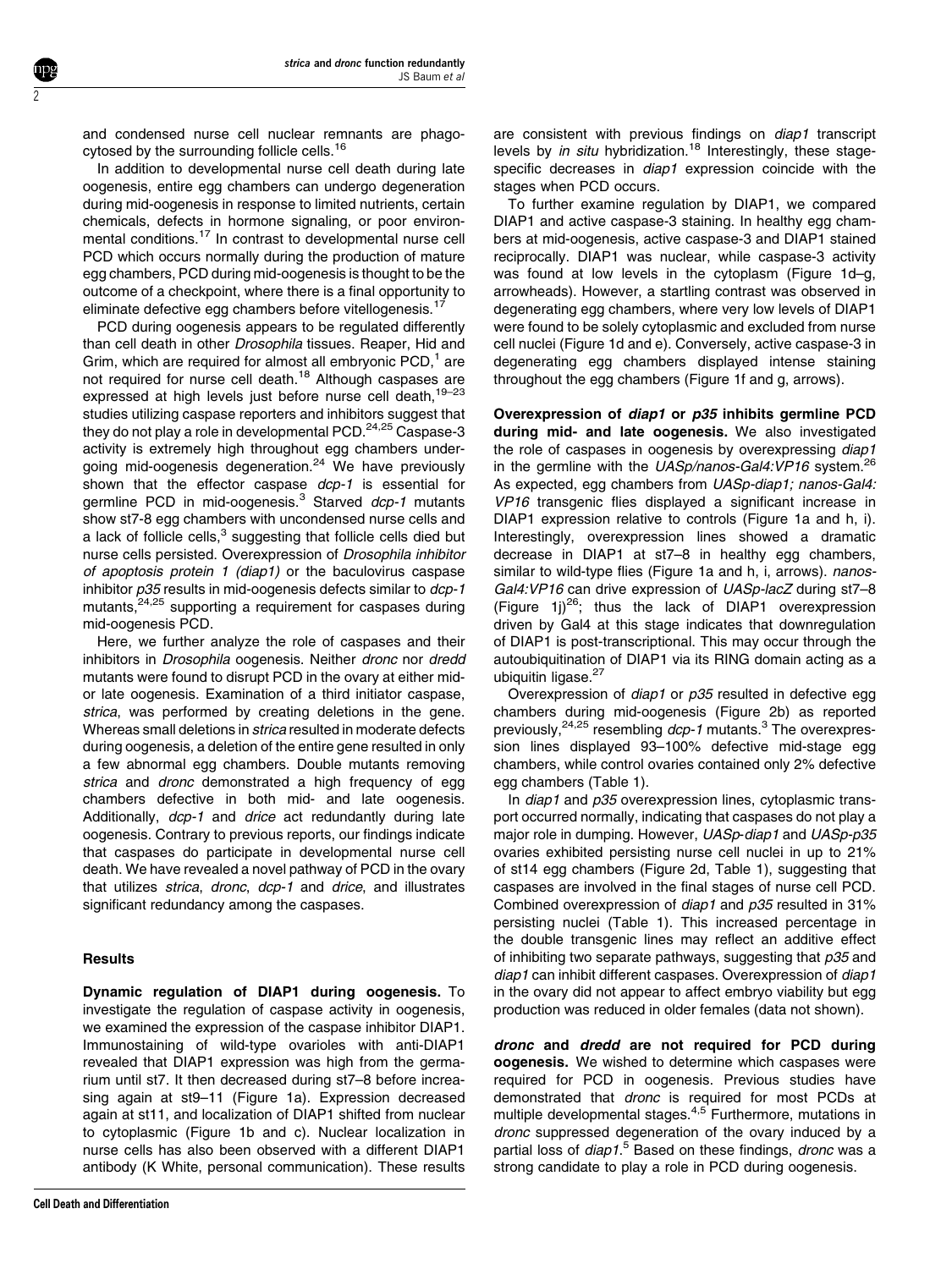and condensed nurse cell nuclear remnants are phagocytosed by the surrounding follicle cells.[16]

In addition to developmental nurse cell death during late oogenesis, entire egg chambers can undergo degeneration during mid-oogenesis in response to limited nutrients, certain chemicals, defects in hormone signaling, or poor environmental conditions.[17] In contrast to developmental nurse cell PCD which occurs normally during the production of mature egg chambers, PCD during mid-oogenesis is thought to be the outcome of a checkpoint, where there is a final opportunity to eliminate defective egg chambers before vitellogenesis.[17]

PCD during oogenesis appears to be regulated differently than cell death in other *Drosophila* tissues. Reaper, Hid and Grim, which are required for almost all embryonic PCD,[1] are not required for nurse cell death.[18] Although caspases are expressed at high levels just before nurse cell death,[19–23] studies utilizing caspase reporters and inhibitors suggest that they do not play a role in developmental PCD.[24,25] Caspase-3 activity is extremely high throughout egg chambers undergoing mid-oogenesis degeneration.[24] We have previously shown that the effector caspase *dcp-1* is essential for germline PCD in mid-oogenesis.[3] Starved *dcp-1* mutants show st7-8 egg chambers with uncondensed nurse cells and a lack of follicle cells,[3] suggesting that follicle cells died but nurse cells persisted. Overexpression of *Drosophila inhibitor of apoptosis protein 1 (diap1)* or the baculovirus caspase inhibitor *p35* results in mid-oogenesis defects similar to *dcp-1* mutants,[24,25] supporting a requirement for caspases during mid-oogenesis PCD.

Here, we further analyze the role of caspases and their inhibitors in *Drosophila* oogenesis. Neither *dronc* nor *dredd* mutants were found to disrupt PCD in the ovary at either mid- or late oogenesis. Examination of a third initiator caspase, *strica*, was performed by creating deletions in the gene. Whereas small deletions in *strica* resulted in moderate defects during oogenesis, a deletion of the entire gene resulted in only a few abnormal egg chambers. Double mutants removing *strica* and *dronc* demonstrated a high frequency of egg chambers defective in both mid- and late oogenesis. Additionally, *dcp-1* and *drice* act redundantly during late oogenesis. Contrary to previous reports, our findings indicate that caspases do participate in developmental nurse cell death. We have revealed a novel pathway of PCD in the ovary that utilizes *strica*, *dronc*, *dcp-1* and *drice*, and illustrates significant redundancy among the caspases.

## Results

**Dynamic regulation of DIAP1 during oogenesis.** To investigate the regulation of caspase activity in oogenesis, we examined the expression of the caspase inhibitor DIAP1. Immunostaining of wild-type ovarioles with anti-DIAP1 revealed that DIAP1 expression was high from the germarium until st7. It then decreased during st7–8 before increasing again at st9–11 (Figure 1a). Expression decreased again at st11, and localization of DIAP1 shifted from nuclear to cytoplasmic (Figure 1b and c). Nuclear localization in nurse cells has also been observed with a different DIAP1 antibody (K White, personal communication). These results are consistent with previous findings on *diap1* transcript levels by *in situ* hybridization.[18] Interestingly, these stage-specific decreases in *diap1* expression coincide with the stages when PCD occurs.

To further examine regulation by DIAP1, we compared DIAP1 and active caspase-3 staining. In healthy egg chambers at mid-oogenesis, active caspase-3 and DIAP1 stained reciprocally. DIAP1 was nuclear, while caspase-3 activity was found at low levels in the cytoplasm (Figure 1d–g, arrowheads). However, a startling contrast was observed in degenerating egg chambers, where very low levels of DIAP1 were found to be solely cytoplasmic and excluded from nurse cell nuclei (Figure 1d and e). Conversely, active caspase-3 in degenerating egg chambers displayed intense staining throughout the egg chambers (Figure 1f and g, arrows).

**Overexpression of *diap1* or *p35* inhibits germline PCD during mid- and late oogenesis.** We also investigated the role of caspases in oogenesis by overexpressing *diap1* in the germline with the *UASp/nanos-Gal4:VP16* system.[26] As expected, egg chambers from *UASp-diap1; nanos-Gal4:VP16* transgenic flies displayed a significant increase in DIAP1 expression relative to controls (Figure 1a and h, i). Interestingly, overexpression lines showed a dramatic decrease in DIAP1 at st7–8 in healthy egg chambers, similar to wild-type flies (Figure 1a and h, i, arrows). *nanos-Gal4:VP16* can drive expression of *UASp-lacZ* during st7–8 (Figure 1j)[26]; thus the lack of DIAP1 overexpression driven by Gal4 at this stage indicates that downregulation of DIAP1 is post-transcriptional. This may occur through the autoubiquitination of DIAP1 via its RING domain acting as a ubiquitin ligase.[27]

Overexpression of *diap1* or *p35* resulted in defective egg chambers during mid-oogenesis (Figure 2b) as reported previously,[24,25] resembling *dcp-1* mutants.[3] The overexpression lines displayed 93–100% defective mid-stage egg chambers, while control ovaries contained only 2% defective egg chambers (Table 1).

In *diap1* and *p35* overexpression lines, cytoplasmic transport occurred normally, indicating that caspases do not play a major role in dumping. However, *UASp-diap1* and *UASp-p35* ovaries exhibited persisting nurse cell nuclei in up to 21% of st14 egg chambers (Figure 2d, Table 1), suggesting that caspases are involved in the final stages of nurse cell PCD. Combined overexpression of *diap1* and *p35* resulted in 31% persisting nuclei (Table 1). This increased percentage in the double transgenic lines may reflect an additive effect of inhibiting two separate pathways, suggesting that *p35* and *diap1* can inhibit different caspases. Overexpression of *diap1* in the ovary did not appear to affect embryo viability but egg production was reduced in older females (data not shown).

***dronc* and *dredd* are not required for PCD during oogenesis.** We wished to determine which caspases were required for PCD in oogenesis. Previous studies have demonstrated that *dronc* is required for most PCDs at multiple developmental stages.[4,5] Furthermore, mutations in *dronc* suppressed degeneration of the ovary induced by a partial loss of *diap1*.[5] Based on these findings, *dronc* was a strong candidate to play a role in PCD during oogenesis.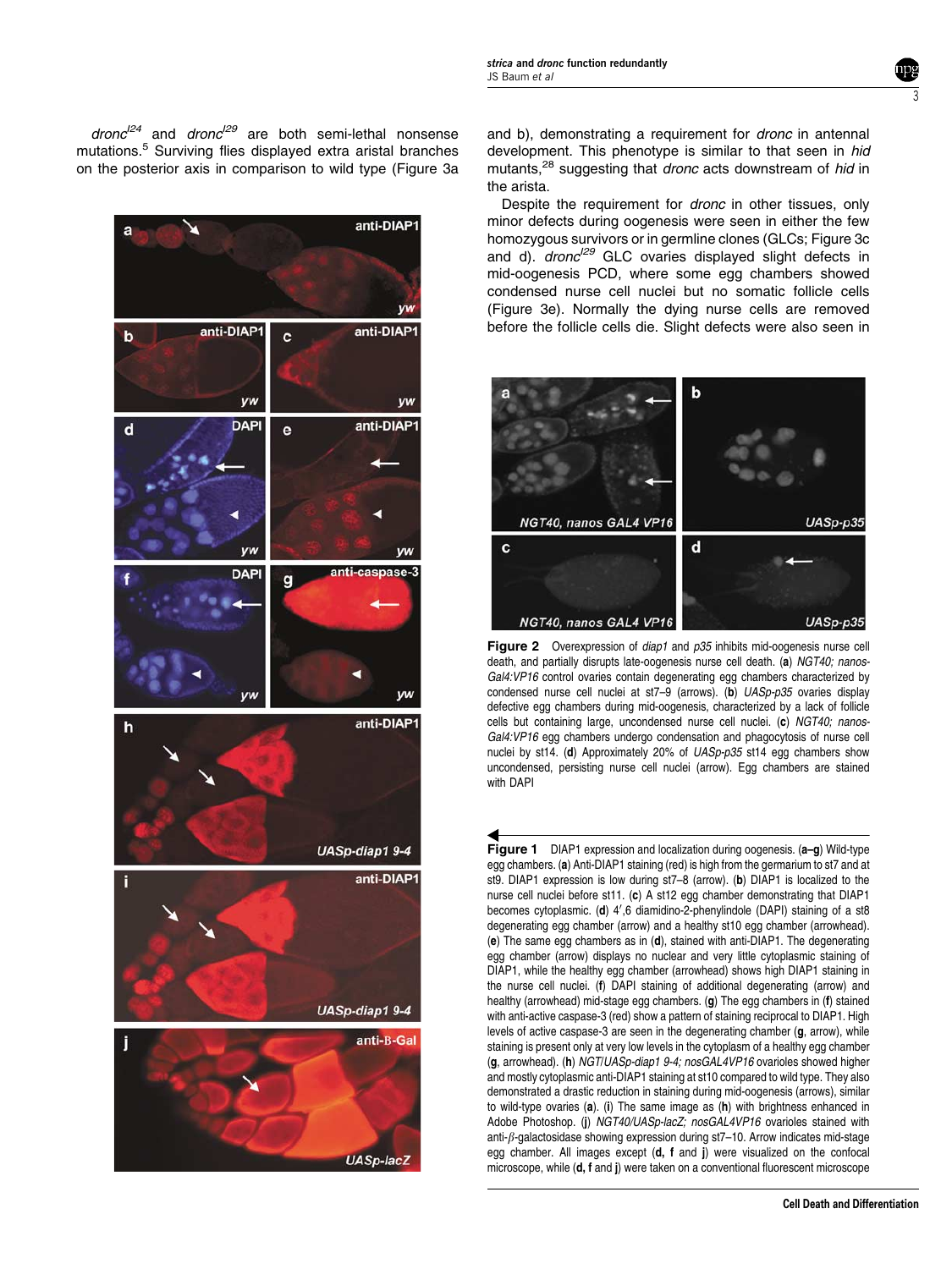*dronc*$^{I24}$ and *dronc*$^{I29}$ are both semi-lethal nonsense mutations.[5] Surviving flies displayed extra aristal branches on the posterior axis in comparison to wild type (Figure 3a and b), demonstrating a requirement for *dronc* in antennal development. This phenotype is similar to that seen in *hid* mutants,[28] suggesting that *dronc* acts downstream of *hid* in the arista.

Despite the requirement for *dronc* in other tissues, only minor defects during oogenesis were seen in either the few homozygous survivors or in germline clones (GLCs; Figure 3c and d). *dronc*$^{I29}$ GLC ovaries displayed slight defects in mid-oogenesis PCD, where some egg chambers showed condensed nurse cell nuclei but no somatic follicle cells (Figure 3e). Normally the dying nurse cells are removed before the follicle cells die. Slight defects were also seen in

**Figure 2** Overexpression of *diap1* and *p35* inhibits mid-oogenesis nurse cell death, and partially disrupts late-oogenesis nurse cell death. (**a**) *NGT40; nanos-Gal4:VP16* control ovaries contain degenerating egg chambers characterized by condensed nurse cell nuclei at st7–9 (arrows). (**b**) *UASp-p35* ovaries display defective egg chambers during mid-oogenesis, characterized by a lack of follicle cells but containing large, uncondensed nurse cell nuclei. (**c**) *NGT40; nanos-Gal4:VP16* egg chambers undergo condensation and phagocytosis of nurse cell nuclei by st14. (**d**) Approximately 20% of *UASp-p35* st14 egg chambers show uncondensed, persisting nurse cell nuclei (arrow). Egg chambers are stained with DAPI

**Figure 1** DIAP1 expression and localization during oogenesis. (**a–g**) Wild-type egg chambers. (**a**) Anti-DIAP1 staining (red) is high from the germarium to st7 and at st9. DIAP1 expression is low during st7–8 (arrow). (**b**) DIAP1 is localized to the nurse cell nuclei before st11. (**c**) A st12 egg chamber demonstrating that DIAP1 becomes cytoplasmic. (**d**) 4′,6 diamidino-2-phenylindole (DAPI) staining of a st8 degenerating egg chamber (arrow) and a healthy st10 egg chamber (arrowhead). (**e**) The same egg chambers as in (**d**), stained with anti-DIAP1. The degenerating egg chamber (arrow) displays no nuclear and very little cytoplasmic staining of DIAP1, while the healthy egg chamber (arrowhead) shows high DIAP1 staining in the nurse cell nuclei. (**f**) DAPI staining of additional degenerating (arrow) and healthy (arrowhead) mid-stage egg chambers. (**g**) The egg chambers in (**f**) stained with anti-active caspase-3 (red) show a pattern of staining reciprocal to DIAP1. High levels of active caspase-3 are seen in the degenerating chamber (**g**, arrow), while staining is present only at very low levels in the cytoplasm of a healthy egg chamber (**g**, arrowhead). (**h**) *NGT/UASp-diap1 9-4; nosGAL4VP16* ovarioles showed higher and mostly cytoplasmic anti-DIAP1 staining at st10 compared to wild type. They also demonstrated a drastic reduction in staining during mid-oogenesis (arrows), similar to wild-type ovaries (**a**). (**i**) The same image as (**h**) with brightness enhanced in Adobe Photoshop. (**j**) *NGT40/UASp-lacZ; nosGAL4VP16* ovarioles stained with anti-β-galactosidase showing expression during st7–10. Arrow indicates mid-stage egg chamber. All images except (**d, f** and **j**) were visualized on the confocal microscope, while (**d, f** and **j**) were taken on a conventional fluorescent microscope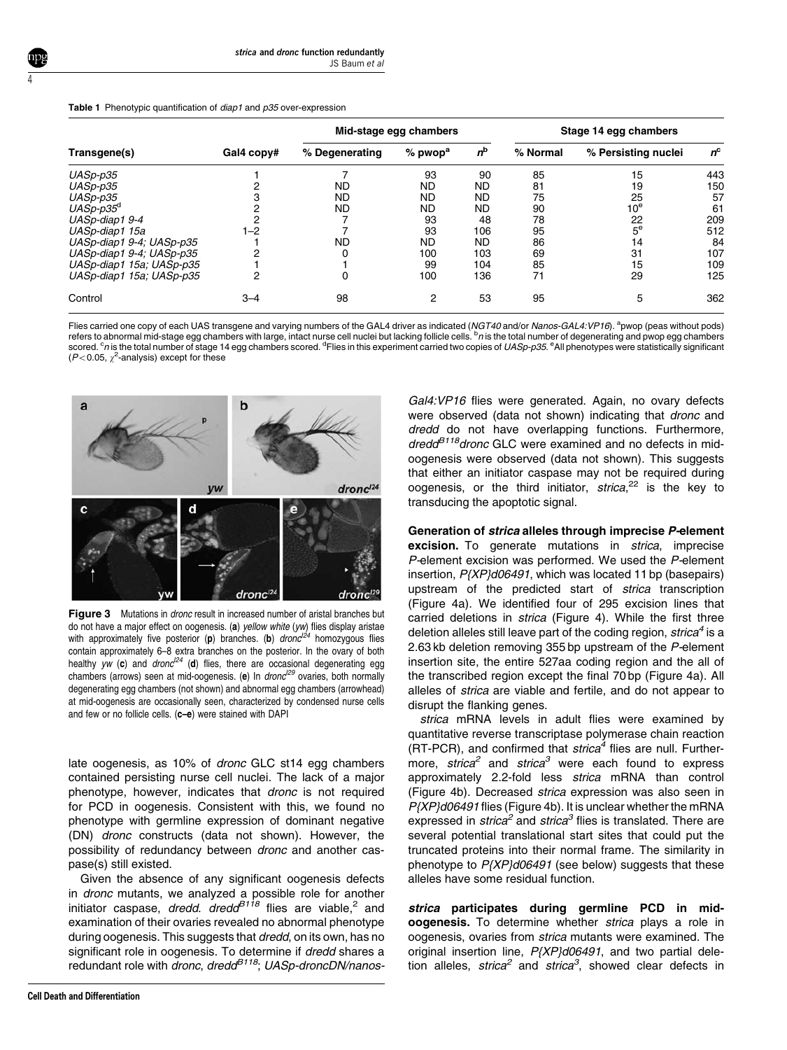**Table 1** Phenotypic quantification of *diap1* and *p35* over-expression

| Transgene(s) | Gal4 copy# | Mid-stage egg chambers | | | Stage 14 egg chambers | | |
|---|---|---|---|---|---|---|---|
| | | % Degenerating | % pwop[a] | $n^b$ | % Normal | % Persisting nuclei | $n^c$ |
| *UASp-p35* | 1 | 7 | 93 | 90 | 85 | 15 | 443 |
| *UASp-p35* | 2 | ND | ND | ND | 81 | 19 | 150 |
| *UASp-p35* | 3 | ND | ND | ND | 75 | 25 | 57 |
| *UASp-p35*[d] | 2 | ND | ND | ND | 90 | 10[e] | 61 |
| *UASp-diap1 9-4* | 2 | 7 | 93 | 48 | 78 | 22 | 209 |
| *UASp-diap1 15a* | 1–2 | 7 | 93 | 106 | 95 | 5[e] | 512 |
| *UASp-diap1 9-4; UASp-p35* | 1 | ND | ND | ND | 86 | 14 | 84 |
| *UASp-diap1 9-4; UASp-p35* | 2 | 0 | 100 | 103 | 69 | 31 | 107 |
| *UASp-diap1 15a; UASp-p35* | 1 | 1 | 99 | 104 | 85 | 15 | 109 |
| *UASp-diap1 15a; UASp-p35* | 2 | 0 | 100 | 136 | 71 | 29 | 125 |
| Control | 3–4 | 98 | 2 | 53 | 95 | 5 | 362 |

Flies carried one copy of each UAS transgene and varying numbers of the GAL4 driver as indicated (*NGT40* and/or *Nanos-GAL4:VP16*). [a]pwop (peas without pods) refers to abnormal mid-stage egg chambers with large, intact nurse cell nuclei but lacking follicle cells. [b]*n* is the total number of degenerating and pwop egg chambers scored. [c]*n* is the total number of stage 14 egg chambers scored. [d]Flies in this experiment carried two copies of *UASp-p35*. [e]All phenotypes were statistically significant ($P<0.05$, $\chi^2$-analysis) except for these

**Figure 3** Mutations in *dronc* result in increased number of aristal branches but do not have a major effect on oogenesis. (**a**) *yellow white* (*yw*) flies display aristae with approximately five posterior (**p**) branches. (**b**) $dronc^{I24}$ homozygous flies contain approximately 6–8 extra branches on the posterior. In the ovary of both healthy *yw* (**c**) and $dronc^{I24}$ (**d**) flies, there are occasional degenerating egg chambers (arrows) seen at mid-oogenesis. (**e**) In $dronc^{I29}$ ovaries, both normally degenerating egg chambers (not shown) and abnormal egg chambers (arrowhead) at mid-oogenesis are occasionally seen, characterized by condensed nurse cells and few or no follicle cells. (**c–e**) were stained with DAPI

late oogenesis, as 10% of *dronc* GLC st14 egg chambers contained persisting nurse cell nuclei. The lack of a major phenotype, however, indicates that *dronc* is not required for PCD in oogenesis. Consistent with this, we found no phenotype with germline expression of dominant negative (DN) *dronc* constructs (data not shown). However, the possibility of redundancy between *dronc* and another caspase(s) still existed.

Given the absence of any significant oogenesis defects in *dronc* mutants, we analyzed a possible role for another initiator caspase, *dredd*. $dredd^{B118}$ flies are viable,[2] and examination of their ovaries revealed no abnormal phenotype during oogenesis. This suggests that *dredd*, on its own, has no significant role in oogenesis. To determine if *dredd* shares a redundant role with *dronc*, $dredd^{B118}$; *UASp-droncDN/nanos-Gal4:VP16* flies were generated. Again, no ovary defects were observed (data not shown) indicating that *dronc* and *dredd* do not have overlapping functions. Furthermore, $dredd^{B118}$*dronc* GLC were examined and no defects in mid-oogenesis were observed (data not shown). This suggests that either an initiator caspase may not be required during oogenesis, or the third initiator, *strica*,[22] is the key to transducing the apoptotic signal.

**Generation of *strica* alleles through imprecise *P*-element excision.** To generate mutations in *strica*, imprecise *P*-element excision was performed. We used the *P*-element insertion, *P{XP}d06491*, which was located 11 bp (basepairs) upstream of the predicted start of *strica* transcription (Figure 4a). We identified four of 295 excision lines that carried deletions in *strica* (Figure 4). While the first three deletion alleles still leave part of the coding region, $strica^4$ is a 2.63 kb deletion removing 355 bp upstream of the *P*-element insertion site, the entire 527aa coding region and the all of the transcribed region except the final 70 bp (Figure 4a). All alleles of *strica* are viable and fertile, and do not appear to disrupt the flanking genes.

*strica* mRNA levels in adult flies were examined by quantitative reverse transcriptase polymerase chain reaction (RT-PCR), and confirmed that $strica^4$ flies are null. Furthermore, $strica^2$ and $strica^3$ were each found to express approximately 2.2-fold less *strica* mRNA than control (Figure 4b). Decreased *strica* expression was also seen in *P{XP}d06491* flies (Figure 4b). It is unclear whether the mRNA expressed in $strica^2$ and $strica^3$ flies is translated. There are several potential translational start sites that could put the truncated proteins into their normal frame. The similarity in phenotype to *P{XP}d06491* (see below) suggests that these alleles have some residual function.

***strica* participates during germline PCD in mid-oogenesis.** To determine whether *strica* plays a role in oogenesis, ovaries from *strica* mutants were examined. The original insertion line, *P{XP}d06491*, and two partial deletion alleles, $strica^2$ and $strica^3$, showed clear defects in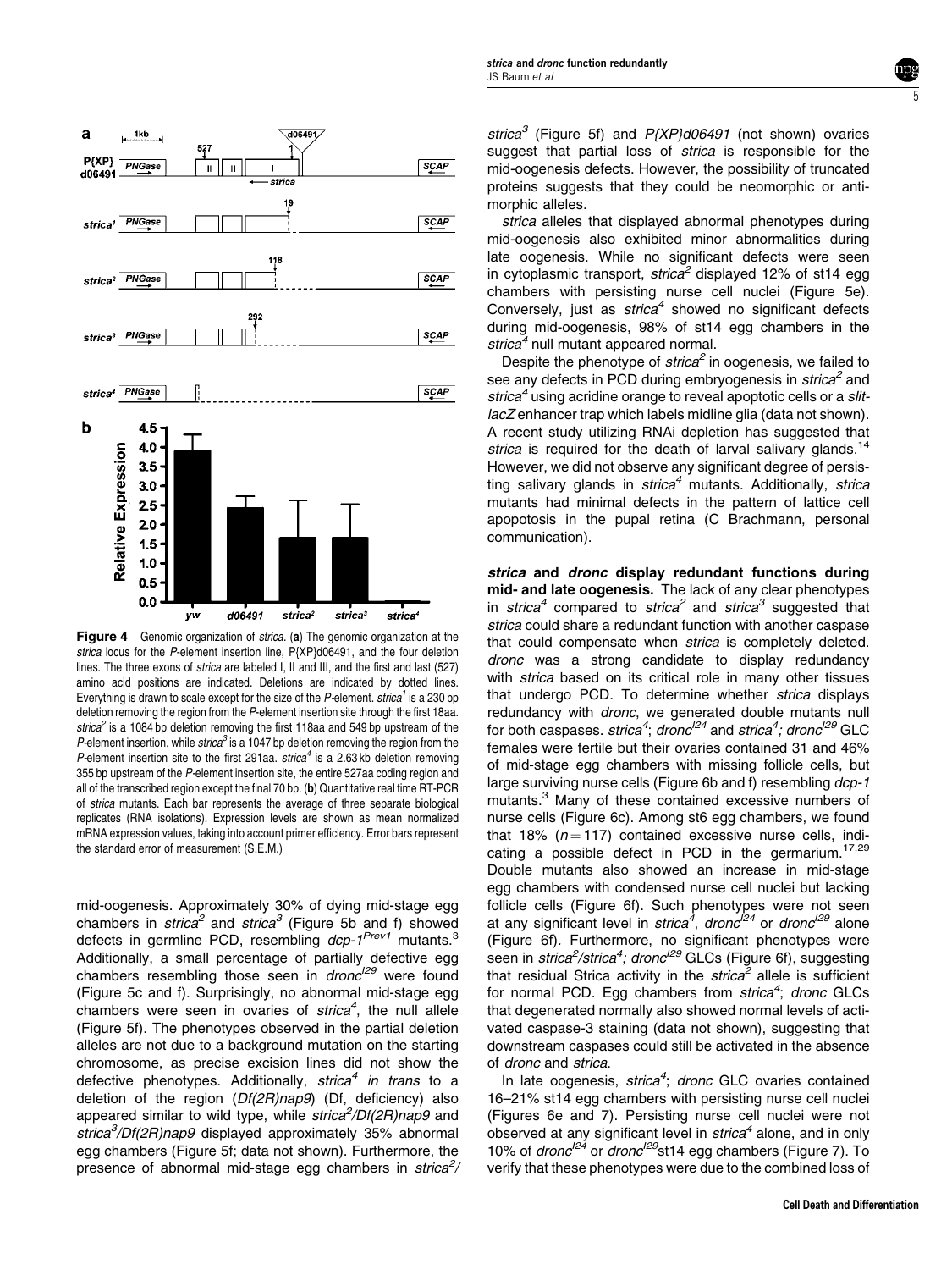**Figure 4** Genomic organization of *strica*. (**a**) The genomic organization at the *strica* locus for the *P*-element insertion line, P{XP}d06491, and the four deletion lines. The three exons of *strica* are labeled I, II and III, and the first and last (527) amino acid positions are indicated. Deletions are indicated by dotted lines. Everything is drawn to scale except for the size of the *P*-element. *strica*[1] is a 230 bp deletion removing the region from the *P*-element insertion site through the first 18aa. *strica*[2] is a 1084 bp deletion removing the first 118aa and 549 bp upstream of the *P*-element insertion, while *strica*[3] is a 1047 bp deletion removing the region from the *P*-element insertion site to the first 291aa. *strica*[4] is a 2.63 kb deletion removing 355 bp upstream of the *P*-element insertion site, the entire 527aa coding region and all of the transcribed region except the final 70 bp. (**b**) Quantitative real time RT-PCR of *strica* mutants. Each bar represents the average of three separate biological replicates (RNA isolations). Expression levels are shown as mean normalized mRNA expression values, taking into account primer efficiency. Error bars represent the standard error of measurement (S.E.M.)

mid-oogenesis. Approximately 30% of dying mid-stage egg chambers in *strica*[2] and *strica*[3] (Figure 5b and f) showed defects in germline PCD, resembling *dcp-1*[Prev1] mutants.[3] Additionally, a small percentage of partially defective egg chambers resembling those seen in *dronc*[I29] were found (Figure 5c and f). Surprisingly, no abnormal mid-stage egg chambers were seen in ovaries of *strica*[4], the null allele (Figure 5f). The phenotypes observed in the partial deletion alleles are not due to a background mutation on the starting chromosome, as precise excision lines did not show the defective phenotypes. Additionally, *strica*[4] *in trans* to a deletion of the region (*Df(2R)nap9*) (Df, deficiency) also appeared similar to wild type, while *strica*[2]*/Df(2R)nap9* and *strica*[3]*/Df(2R)nap9* displayed approximately 35% abnormal egg chambers (Figure 5f; data not shown). Furthermore, the presence of abnormal mid-stage egg chambers in *strica*[2]*/strica*[3] (Figure 5f) and *P{XP}d06491* (not shown) ovaries suggest that partial loss of *strica* is responsible for the mid-oogenesis defects. However, the possibility of truncated proteins suggests that they could be neomorphic or antimorphic alleles.

*strica* alleles that displayed abnormal phenotypes during mid-oogenesis also exhibited minor abnormalities during late oogenesis. While no significant defects were seen in cytoplasmic transport, *strica*[2] displayed 12% of st14 egg chambers with persisting nurse cell nuclei (Figure 5e). Conversely, just as *strica*[4] showed no significant defects during mid-oogenesis, 98% of st14 egg chambers in the *strica*[4] null mutant appeared normal.

Despite the phenotype of *strica*[2] in oogenesis, we failed to see any defects in PCD during embryogenesis in *strica*[2] and *strica*[4] using acridine orange to reveal apoptotic cells or a *slit-lacZ* enhancer trap which labels midline glia (data not shown). A recent study utilizing RNAi depletion has suggested that *strica* is required for the death of larval salivary glands.[14] However, we did not observe any significant degree of persisting salivary glands in *strica*[4] mutants. Additionally, *strica* mutants had minimal defects in the pattern of lattice cell apoptosis in the pupal retina (C Brachmann, personal communication).

***strica* and *dronc* display redundant functions during mid- and late oogenesis.** The lack of any clear phenotypes in *strica*[4] compared to *strica*[2] and *strica*[3] suggested that *strica* could share a redundant function with another caspase that could compensate when *strica* is completely deleted. *dronc* was a strong candidate to display redundancy with *strica* based on its critical role in many other tissues that undergo PCD. To determine whether *strica* displays redundancy with *dronc*, we generated double mutants null for both caspases. *strica*[4]; *dronc*[I24] and *strica*[4]; *dronc*[I29] GLC females were fertile but their ovaries contained 31 and 46% of mid-stage egg chambers with missing follicle cells, but large surviving nurse cells (Figure 6b and f) resembling *dcp-1* mutants.[3] Many of these contained excessive numbers of nurse cells (Figure 6c). Among st6 egg chambers, we found that 18% ($n = 117$) contained excessive nurse cells, indicating a possible defect in PCD in the germarium.[17,29] Double mutants also showed an increase in mid-stage egg chambers with condensed nurse cell nuclei but lacking follicle cells (Figure 6f). Such phenotypes were not seen at any significant level in *strica*[4], *dronc*[I24] or *dronc*[I29] alone (Figure 6f). Furthermore, no significant phenotypes were seen in *strica*[2]*/strica*[4]; *dronc*[I29] GLCs (Figure 6f), suggesting that residual Strica activity in the *strica*[2] allele is sufficient for normal PCD. Egg chambers from *strica*[4]; *dronc* GLCs that degenerated normally also showed normal levels of activated caspase-3 staining (data not shown), suggesting that downstream caspases could still be activated in the absence of *dronc* and *strica*.

In late oogenesis, *strica*[4]; *dronc* GLC ovaries contained 16–21% st14 egg chambers with persisting nurse cell nuclei (Figures 6e and 7). Persisting nurse cell nuclei were not observed at any significant level in *strica*[4] alone, and in only 10% of *dronc*[I24] or *dronc*[I29]st14 egg chambers (Figure 7). To verify that these phenotypes were due to the combined loss of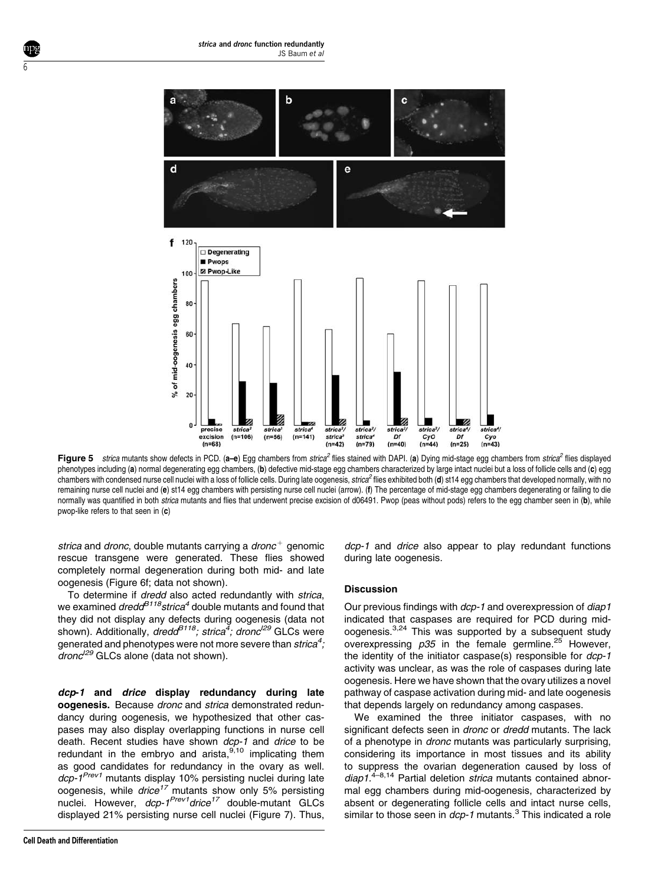**Figure 5** *strica* mutants show defects in PCD. (**a–e**) Egg chambers from *strica*$^{2}$ flies stained with DAPI. (**a**) Dying mid-stage egg chambers from *strica*$^{2}$ flies displayed phenotypes including (**a**) normal degenerating egg chambers, (**b**) defective mid-stage egg chambers characterized by large intact nuclei but a loss of follicle cells and (**c**) egg chambers with condensed nurse cell nuclei with a loss of follicle cells. During late oogenesis, *strica*$^{2}$ flies exhibited both (**d**) st14 egg chambers that developed normally, with no remaining nurse cell nuclei and (**e**) st14 egg chambers with persisting nurse cell nuclei (arrow). (**f**) The percentage of mid-stage egg chambers degenerating or failing to die normally was quantified in both *strica* mutants and flies that underwent precise excision of d06491. Pwop (peas without pods) refers to the egg chamber seen in (**b**), while pwop-like refers to that seen in (**c**)

*strica* and *dronc*, double mutants carrying a *dronc*$^{+}$ genomic rescue transgene were generated. These flies showed completely normal degeneration during both mid- and late oogenesis (Figure 6f; data not shown).

To determine if *dredd* also acted redundantly with *strica*, we examined *dredd*$^{B118}$*strica*$^{4}$ double mutants and found that they did not display any defects during oogenesis (data not shown). Additionally, *dredd*$^{B118}$*; strica*$^{4}$*; dronc*$^{I29}$ GLCs were generated and phenotypes were not more severe than *strica*$^{4}$*; dronc*$^{I29}$ GLCs alone (data not shown).

***dcp-1* and *drice* display redundancy during late oogenesis.** Because *dronc* and *strica* demonstrated redundancy during oogenesis, we hypothesized that other caspases may also display overlapping functions in nurse cell death. Recent studies have shown *dcp-1* and *drice* to be redundant in the embryo and arista,[9,10] implicating them as good candidates for redundancy in the ovary as well. *dcp-1*$^{Prev1}$ mutants display 10% persisting nuclei during late oogenesis, while *drice*$^{17}$ mutants show only 5% persisting nuclei. However, *dcp-1*$^{Prev1}$*drice*$^{17}$ double-mutant GLCs displayed 21% persisting nurse cell nuclei (Figure 7). Thus, *dcp-1* and *drice* also appear to play redundant functions during late oogenesis.

## Discussion

Our previous findings with *dcp-1* and overexpression of *diap1* indicated that caspases are required for PCD during mid-oogenesis.[3,24] This was supported by a subsequent study overexpressing *p35* in the female germline.[25] However, the identity of the initiator caspase(s) responsible for *dcp-1* activity was unclear, as was the role of caspases during late oogenesis. Here we have shown that the ovary utilizes a novel pathway of caspase activation during mid- and late oogenesis that depends largely on redundancy among caspases.

We examined the three initiator caspases, with no significant defects seen in *dronc* or *dredd* mutants. The lack of a phenotype in *dronc* mutants was particularly surprising, considering its importance in most tissues and its ability to suppress the ovarian degeneration caused by loss of *diap1*.[4–8,14] Partial deletion *strica* mutants contained abnormal egg chambers during mid-oogenesis, characterized by absent or degenerating follicle cells and intact nurse cells, similar to those seen in *dcp-1* mutants.[3] This indicated a role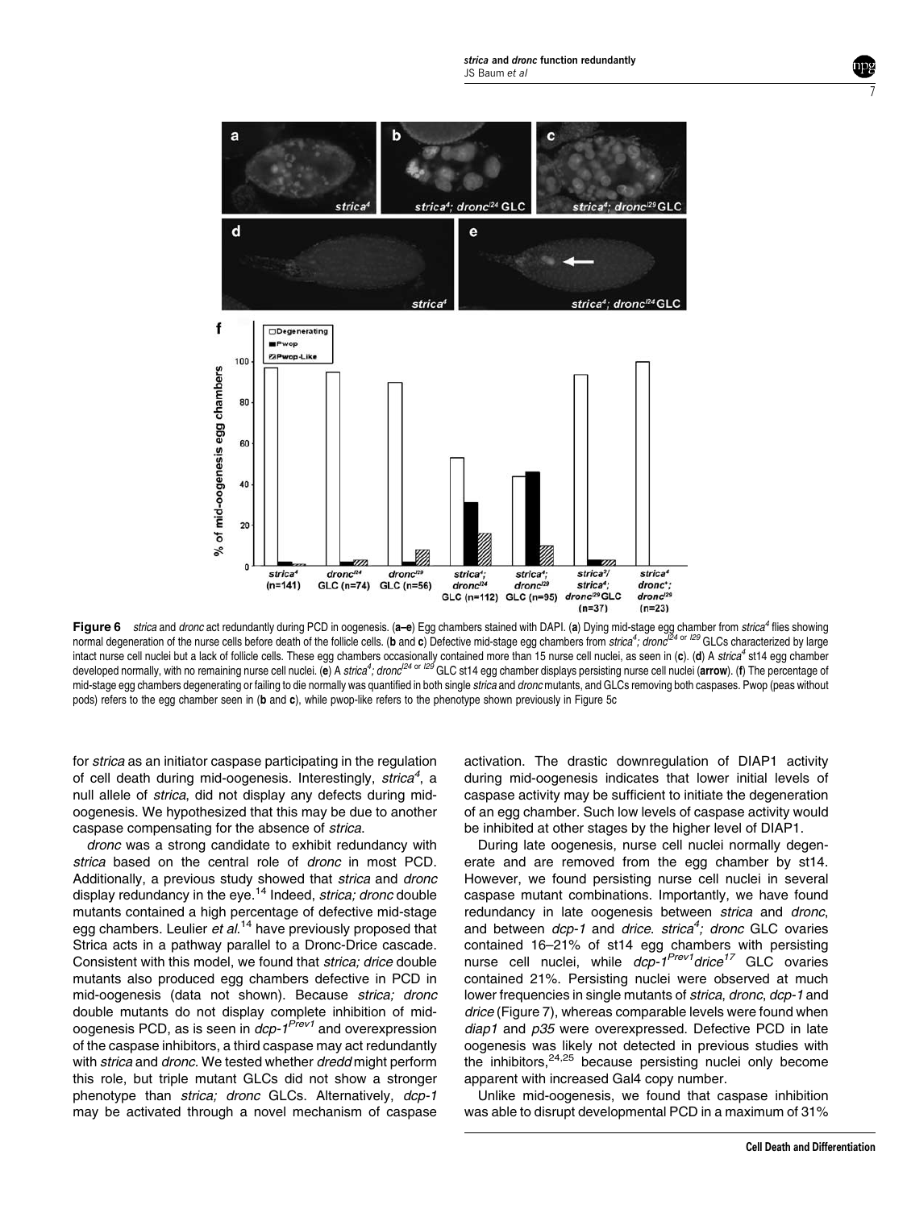**Figure 6** *strica* and *dronc* act redundantly during PCD in oogenesis. (**a–e**) Egg chambers stained with DAPI. (**a**) Dying mid-stage egg chamber from *strica*$^4$ flies showing normal degeneration of the nurse cells before death of the follicle cells. (**b** and **c**) Defective mid-stage egg chambers from *strica*$^4$; *dronc*$^{I24 \text{ or } I29}$ GLCs characterized by large intact nurse cell nuclei but a lack of follicle cells. These egg chambers occasionally contained more than 15 nurse cell nuclei, as seen in (**c**). (**d**) A *strica*$^4$ st14 egg chamber developed normally, with no remaining nurse cell nuclei. (**e**) A *strica*$^4$; *dronc*$^{I24 \text{ or } I29}$ GLC st14 egg chamber displays persisting nurse cell nuclei (**arrow**). (**f**) The percentage of mid-stage egg chambers degenerating or failing to die normally was quantified in both single *strica* and *dronc* mutants, and GLCs removing both caspases. Pwop (peas without pods) refers to the egg chamber seen in (**b** and **c**), while pwop-like refers to the phenotype shown previously in Figure 5c

for *strica* as an initiator caspase participating in the regulation of cell death during mid-oogenesis. Interestingly, *strica*$^4$, a null allele of *strica*, did not display any defects during mid-oogenesis. We hypothesized that this may be due to another caspase compensating for the absence of *strica*.

*dronc* was a strong candidate to exhibit redundancy with *strica* based on the central role of *dronc* in most PCD. Additionally, a previous study showed that *strica* and *dronc* display redundancy in the eye.[14] Indeed, *strica; dronc* double mutants contained a high percentage of defective mid-stage egg chambers. Leulier *et al.*[14] have previously proposed that Strica acts in a pathway parallel to a Dronc-Drice cascade. Consistent with this model, we found that *strica; drice* double mutants also produced egg chambers defective in PCD in mid-oogenesis (data not shown). Because *strica; dronc* double mutants do not display complete inhibition of mid-oogenesis PCD, as is seen in *dcp-1*$^{Prev1}$ and overexpression of the caspase inhibitors, a third caspase may act redundantly with *strica* and *dronc.* We tested whether *dredd* might perform this role, but triple mutant GLCs did not show a stronger phenotype than *strica; dronc* GLCs. Alternatively, *dcp-1* may be activated through a novel mechanism of caspase activation. The drastic downregulation of DIAP1 activity during mid-oogenesis indicates that lower initial levels of caspase activity may be sufficient to initiate the degeneration of an egg chamber. Such low levels of caspase activity would be inhibited at other stages by the higher level of DIAP1.

During late oogenesis, nurse cell nuclei normally degenerate and are removed from the egg chamber by st14. However, we found persisting nurse cell nuclei in several caspase mutant combinations. Importantly, we have found redundancy in late oogenesis between *strica* and *dronc*, and between *dcp-1* and *drice*. *strica*$^4$*; dronc* GLC ovaries contained 16–21% of st14 egg chambers with persisting nurse cell nuclei, while *dcp-1*$^{Prev1}$*drice*$^{17}$ GLC ovaries contained 21%. Persisting nuclei were observed at much lower frequencies in single mutants of *strica*, *dronc*, *dcp-1* and *drice* (Figure 7), whereas comparable levels were found when *diap1* and *p35* were overexpressed. Defective PCD in late oogenesis was likely not detected in previous studies with the inhibitors,[24,25] because persisting nuclei only become apparent with increased Gal4 copy number.

Unlike mid-oogenesis, we found that caspase inhibition was able to disrupt developmental PCD in a maximum of 31%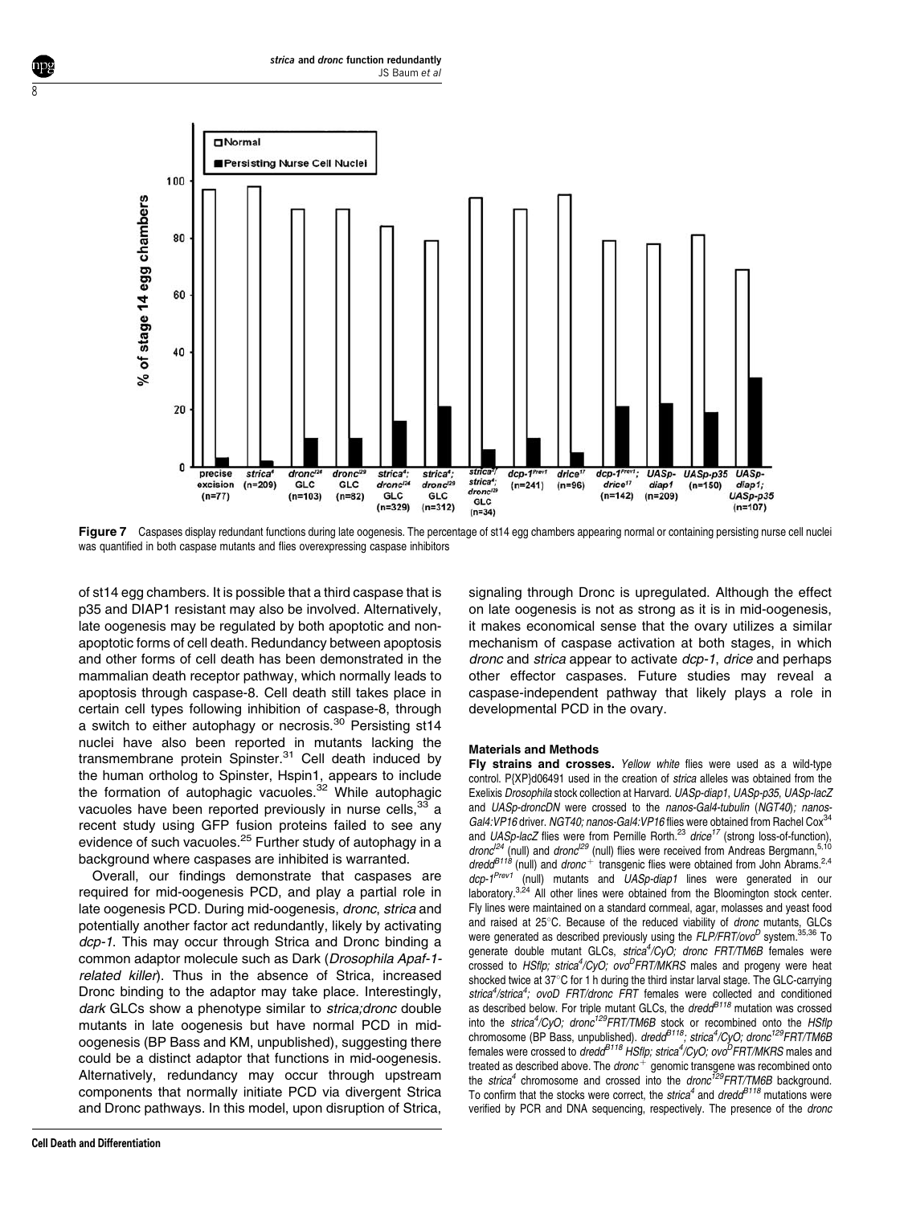**Figure 7** Caspases display redundant functions during late oogenesis. The percentage of st14 egg chambers appearing normal or containing persisting nurse cell nuclei was quantified in both caspase mutants and flies overexpressing caspase inhibitors

of st14 egg chambers. It is possible that a third caspase that is p35 and DIAP1 resistant may also be involved. Alternatively, late oogenesis may be regulated by both apoptotic and non-apoptotic forms of cell death. Redundancy between apoptosis and other forms of cell death has been demonstrated in the mammalian death receptor pathway, which normally leads to apoptosis through caspase-8. Cell death still takes place in certain cell types following inhibition of caspase-8, through a switch to either autophagy or necrosis.[30] Persisting st14 nuclei have also been reported in mutants lacking the transmembrane protein Spinster.[31] Cell death induced by the human ortholog to Spinster, Hspin1, appears to include the formation of autophagic vacuoles.[32] While autophagic vacuoles have been reported previously in nurse cells,[33] a recent study using GFP fusion proteins failed to see any evidence of such vacuoles.[25] Further study of autophagy in a background where caspases are inhibited is warranted.

Overall, our findings demonstrate that caspases are required for mid-oogenesis PCD, and play a partial role in late oogenesis PCD. During mid-oogenesis, *dronc*, *strica* and potentially another factor act redundantly, likely by activating *dcp-1*. This may occur through Strica and Dronc binding a common adaptor molecule such as Dark (*Drosophila Apaf-1-related killer*). Thus in the absence of Strica, increased Dronc binding to the adaptor may take place. Interestingly, *dark* GLCs show a phenotype similar to *strica;dronc* double mutants in late oogenesis but have normal PCD in mid-oogenesis (BP Bass and KM, unpublished), suggesting there could be a distinct adaptor that functions in mid-oogenesis. Alternatively, redundancy may occur through upstream components that normally initiate PCD via divergent Strica and Dronc pathways. In this model, upon disruption of Strica, signaling through Dronc is upregulated. Although the effect on late oogenesis is not as strong as it is in mid-oogenesis, it makes economical sense that the ovary utilizes a similar mechanism of caspase activation at both stages, in which *dronc* and *strica* appear to activate *dcp-1*, *drice* and perhaps other effector caspases. Future studies may reveal a caspase-independent pathway that likely plays a role in developmental PCD in the ovary.

## Materials and Methods

**Fly strains and crosses.** *Yellow white* flies were used as a wild-type control. P{XP}d06491 used in the creation of *strica* alleles was obtained from the Exelixis *Drosophila* stock collection at Harvard. *UASp-diap1*, *UASp-p35*, *UASp-lacZ* and *UASp-droncDN* were crossed to the *nanos-Gal4-tubulin* (*NGT40*); *nanos-Gal4:VP16* driver. *NGT40; nanos-Gal4:VP16* flies were obtained from Rachel Cox[34] and *UASp-lacZ* flies were from Pernille Rorth.[23] *drice*[17] (strong loss-of-function), *dronc*[I24] (null) and *dronc*[I29] (null) flies were received from Andreas Bergmann,[5,10] *dredd*[B118] (null) and *dronc*+ transgenic flies were obtained from John Abrams.[2,4] *dcp-1*[Prev1] (null) mutants and *UASp-diap1* lines were generated in our laboratory.[3,24] All other lines were obtained from the Bloomington stock center. Fly lines were maintained on a standard cornmeal, agar, molasses and yeast food and raised at 25°C. Because of the reduced viability of *dronc* mutants, GLCs were generated as described previously using the *FLP/FRT/ovo*[D] system.[35,36] To generate double mutant GLCs, *strica*[4]*/CyO; dronc FRT/TM6B* females were crossed to *HSflp; strica*[4]*/CyO; ovo*[D]*FRT/MKRS* males and progeny were heat shocked twice at 37°C for 1 h during the third instar larval stage. The GLC-carrying *strica*[4]*/strica*[4]*; ovoD FRT/dronc FRT* females were collected and conditioned as described below. For triple mutant GLCs, the *dredd*[B118] mutation was crossed into the *strica*[4]*/CyO; dronc*[I29]*FRT/TM6B* stock or recombined onto the *HSflp* chromosome (BP Bass, unpublished). *dredd*[B118]*; strica*[4]*/CyO; dronc*[I29]*FRT/TM6B* females were crossed to *dredd*[B118] *HSflp; strica*[4]*/CyO; ovo*[D]*FRT/MKRS* males and treated as described above. The *dronc*+ genomic transgene was recombined onto the *strica*[4] chromosome and crossed into the *dronc*[I29]*FRT/TM6B* background. To confirm that the stocks were correct, the *strica*[4] and *dredd*[B118] mutations were verified by PCR and DNA sequencing, respectively. The presence of the *dronc*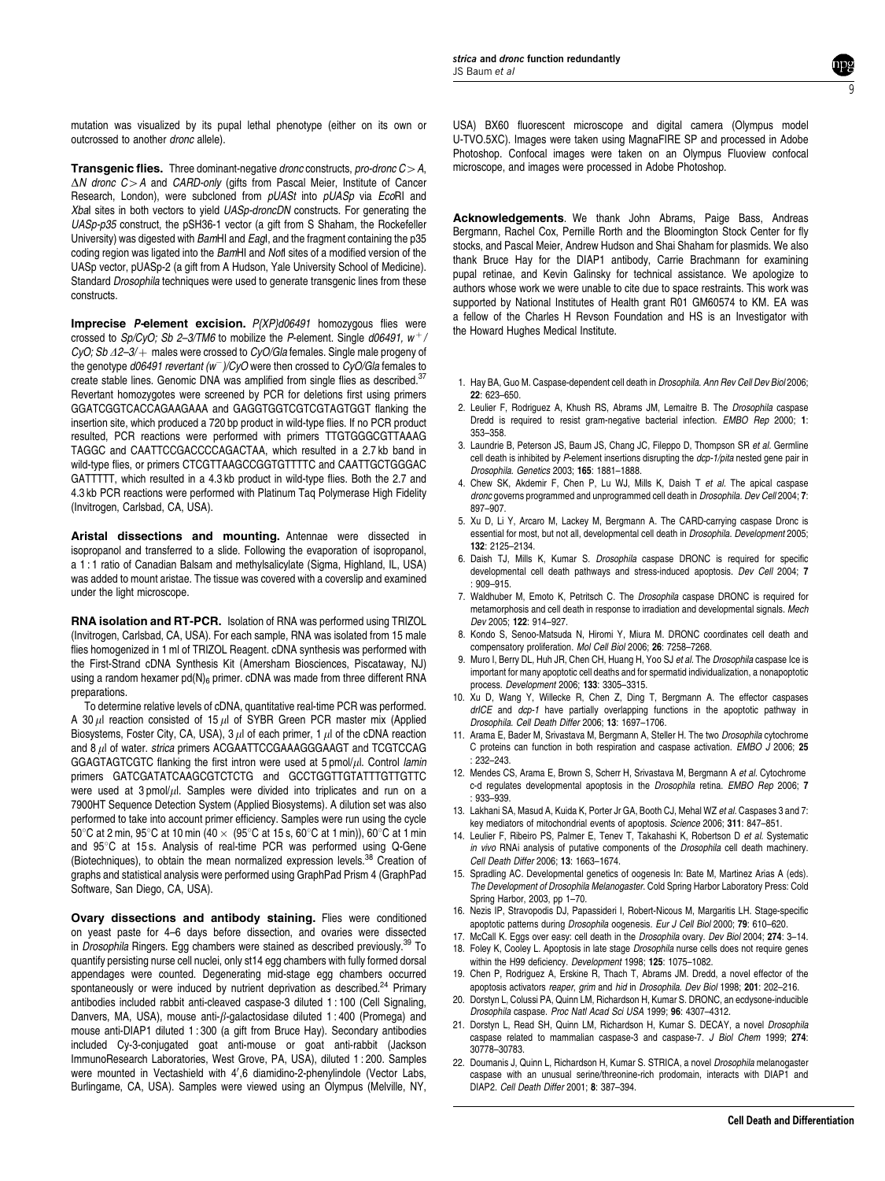mutation was visualized by its pupal lethal phenotype (either on its own or outcrossed to another *dronc* allele).

**Transgenic flies.** Three dominant-negative *dronc* constructs, *pro-dronc C > A*, *ΔN dronc C > A* and *CARD-only* (gifts from Pascal Meier, Institute of Cancer Research, London), were subcloned from *pUASt* into *pUASp* via *Eco*RI and *Xba*I sites in both vectors to yield *UASp-droncDN* constructs. For generating the *UASp-p35* construct, the pSH36-1 vector (a gift from S Shaham, the Rockefeller University) was digested with *Bam*HI and *Eag*I, and the fragment containing the p35 coding region was ligated into the *Bam*HI and *Not*I sites of a modified version of the UASp vector, pUASp-2 (a gift from A Hudson, Yale University School of Medicine). Standard *Drosophila* techniques were used to generate transgenic lines from these constructs.

**Imprecise *P*-element excision.** *P{XP}d06491* homozygous flies were crossed to *Sp/CyO; Sb 2–3/TM6* to mobilize the *P*-element. Single *d06491, w*$^+$*/CyO; Sb Δ2–3/+* males were crossed to *CyO/Gla* females. Single male progeny of the genotype *d06491 revertant (w*$^-$*)/CyO* were then crossed to *CyO/Gla* females to create stable lines. Genomic DNA was amplified from single flies as described.[37] Revertant homozygotes were screened by PCR for deletions first using primers GGATCGGTCACCAGAAGAAA and GAGGTGGTCGTCGTAGTGGT flanking the insertion site, which produced a 720 bp product in wild-type flies. If no PCR product resulted, PCR reactions were performed with primers TTGTGGGCGTTAAAG TAGGC and CAATTCCGACCCCAGACTAA, which resulted in a 2.7 kb band in wild-type flies, or primers CTCGTTAAGCCGGTGTTTTC and CAATTGCTGGGAC GATTTTT, which resulted in a 4.3 kb product in wild-type flies. Both the 2.7 and 4.3 kb PCR reactions were performed with Platinum Taq Polymerase High Fidelity (Invitrogen, Carlsbad, CA, USA).

**Aristal dissections and mounting.** Antennae were dissected in isopropanol and transferred to a slide. Following the evaporation of isopropanol, a 1 : 1 ratio of Canadian Balsam and methylsalicylate (Sigma, Highland, IL, USA) was added to mount aristae. The tissue was covered with a coverslip and examined under the light microscope.

**RNA isolation and RT-PCR.** Isolation of RNA was performed using TRIZOL (Invitrogen, Carlsbad, CA, USA). For each sample, RNA was isolated from 15 male flies homogenized in 1 ml of TRIZOL Reagent. cDNA synthesis was performed with the First-Strand cDNA Synthesis Kit (Amersham Biosciences, Piscataway, NJ) using a random hexamer pd(N)$_6$ primer. cDNA was made from three different RNA preparations.

To determine relative levels of cDNA, quantitative real-time PCR was performed. A 30 $\mu$l reaction consisted of 15 $\mu$l of SYBR Green PCR master mix (Applied Biosystems, Foster City, CA, USA), 3 $\mu$l of each primer, 1 $\mu$l of the cDNA reaction and 8 $\mu$l of water. *strica* primers ACGAATTCCGAAAGGGAAGT and TCGTCCAG GGAGTAGTCGTC flanking the first intron were used at 5 pmol/$\mu$l. Control *lamin* primers GATCGATATCAAGCGTCTCTG and GCCTGGTTGTATTTGTTGTTC were used at 3 pmol/$\mu$l. Samples were divided into triplicates and run on a 7900HT Sequence Detection System (Applied Biosystems). A dilution set was also performed to take into account primer efficiency. Samples were run using the cycle 50°C at 2 min, 95°C at 10 min (40 × (95°C at 15 s, 60°C at 1 min)), 60°C at 1 min and 95°C at 15 s. Analysis of real-time PCR was performed using Q-Gene (Biotechniques), to obtain the mean normalized expression levels.[38] Creation of graphs and statistical analysis were performed using GraphPad Prism 4 (GraphPad Software, San Diego, CA, USA).

**Ovary dissections and antibody staining.** Flies were conditioned on yeast paste for 4–6 days before dissection, and ovaries were dissected in *Drosophila* Ringers. Egg chambers were stained as described previously.[39] To quantify persisting nurse cell nuclei, only st14 egg chambers with fully formed dorsal appendages were counted. Degenerating mid-stage egg chambers occurred spontaneously or were induced by nutrient deprivation as described.[24] Primary antibodies included rabbit anti-cleaved caspase-3 diluted 1 : 100 (Cell Signaling, Danvers, MA, USA), mouse anti-$\beta$-galactosidase diluted 1 : 400 (Promega) and mouse anti-DIAP1 diluted 1 : 300 (a gift from Bruce Hay). Secondary antibodies included Cy-3-conjugated goat anti-mouse or goat anti-rabbit (Jackson ImmunoResearch Laboratories, West Grove, PA, USA), diluted 1 : 200. Samples were mounted in Vectashield with 4′,6 diamidino-2-phenylindole (Vector Labs, Burlingame, CA, USA). Samples were viewed using an Olympus (Melville, NY, USA) BX60 fluorescent microscope and digital camera (Olympus model U-TVO.5XC). Images were taken using MagnaFIRE SP and processed in Adobe Photoshop. Confocal images were taken on an Olympus Fluoview confocal microscope, and images were processed in Adobe Photoshop.

**Acknowledgements**. We thank John Abrams, Paige Bass, Andreas Bergmann, Rachel Cox, Pernille Rorth and the Bloomington Stock Center for fly stocks, and Pascal Meier, Andrew Hudson and Shai Shaham for plasmids. We also thank Bruce Hay for the DIAP1 antibody, Carrie Brachmann for examining pupal retinae, and Kevin Galinsky for technical assistance. We apologize to authors whose work we were unable to cite due to space restraints. This work was supported by National Institutes of Health grant R01 GM60574 to KM. EA was a fellow of the Charles H Revson Foundation and HS is an Investigator with the Howard Hughes Medical Institute.

1. Hay BA, Guo M. Caspase-dependent cell death in *Drosophila*. *Ann Rev Cell Dev Biol* 2006; **22**: 623–650.
2. Leulier F, Rodriguez A, Khush RS, Abrams JM, Lemaitre B. The *Drosophila* caspase Dredd is required to resist gram-negative bacterial infection. *EMBO Rep* 2000; **1**: 353–358.
3. Laundrie B, Peterson JS, Baum JS, Chang JC, Fileppo D, Thompson SR *et al*. Germline cell death is inhibited by *P*-element insertions disrupting the *dcp-1/pita* nested gene pair in *Drosophila*. *Genetics* 2003; **165**: 1881–1888.
4. Chew SK, Akdemir F, Chen P, Lu WJ, Mills K, Daish T *et al*. The apical caspase *dronc* governs programmed and unprogrammed cell death in *Drosophila*. *Dev Cell* 2004; **7**: 897–907.
5. Xu D, Li Y, Arcaro M, Lackey M, Bergmann A. The CARD-carrying caspase Dronc is essential for most, but not all, developmental cell death in *Drosophila*. *Development* 2005; **132**: 2125–2134.
6. Daish TJ, Mills K, Kumar S. *Drosophila* caspase DRONC is required for specific developmental cell death pathways and stress-induced apoptosis. *Dev Cell* 2004; **7** : 909–915.
7. Waldhuber M, Emoto K, Petritsch C. The *Drosophila* caspase DRONC is required for metamorphosis and cell death in response to irradiation and developmental signals. *Mech Dev* 2005; **122**: 914–927.
8. Kondo S, Senoo-Matsuda N, Hiromi Y, Miura M. DRONC coordinates cell death and compensatory proliferation. *Mol Cell Biol* 2006; **26**: 7258–7268.
9. Muro I, Berry DL, Huh JR, Chen CH, Huang H, Yoo SJ *et al*. The *Drosophila* caspase Ice is important for many apoptotic cell deaths and for spermatid individualization, a nonapoptotic process. *Development* 2006; **133**: 3305–3315.
10. Xu D, Wang Y, Willecke R, Chen Z, Ding T, Bergmann A. The effector caspases *drICE* and *dcp-1* have partially overlapping functions in the apoptotic pathway in *Drosophila*. *Cell Death Differ* 2006; **13**: 1697–1706.
11. Arama E, Bader M, Srivastava M, Bergmann A, Steller H. The two *Drosophila* cytochrome C proteins can function in both respiration and caspase activation. *EMBO J* 2006; **25** : 232–243.
12. Mendes CS, Arama E, Brown S, Scherr H, Srivastava M, Bergmann A *et al*. Cytochrome c-d regulates developmental apoptosis in the *Drosophila* retina. *EMBO Rep* 2006; **7** : 933–939.
13. Lakhani SA, Masud A, Kuida K, Porter Jr GA, Booth CJ, Mehal WZ *et al*. Caspases 3 and 7: key mediators of mitochondrial events of apoptosis. *Science* 2006; **311**: 847–851.
14. Leulier F, Ribeiro PS, Palmer E, Tenev T, Takahashi K, Robertson D *et al*. Systematic *in vivo* RNAi analysis of putative components of the *Drosophila* cell death machinery. *Cell Death Differ* 2006; **13**: 1663–1674.
15. Spradling AC. Developmental genetics of oogenesis In: Bate M, Martinez Arias A (eds). *The Development of Drosophila Melanogaster*. Cold Spring Harbor Laboratory Press: Cold Spring Harbor, 2003, pp 1–70.
16. Nezis IP, Stravopodis DJ, Papassideri I, Robert-Nicous M, Margaritis LH. Stage-specific apoptotic patterns during *Drosophila* oogenesis. *Eur J Cell Biol* 2000; **79**: 610–620.
17. McCall K. Eggs over easy: cell death in the *Drosophila* ovary. *Dev Biol* 2004; **274**: 3–14.
18. Foley K, Cooley L. Apoptosis in late stage *Drosophila* nurse cells does not require genes within the H99 deficiency. *Development* 1998; **125**: 1075–1082.
19. Chen P, Rodriguez A, Erskine R, Thach T, Abrams JM. Dredd, a novel effector of the apoptosis activators *reaper*, *grim* and *hid* in *Drosophila*. *Dev Biol* 1998; **201**: 202–216.
20. Dorstyn L, Colussi PA, Quinn LM, Richardson H, Kumar S. DRONC, an ecdysone-inducible *Drosophila* caspase. *Proc Natl Acad Sci USA* 1999; **96**: 4307–4312.
21. Dorstyn L, Read SH, Quinn LM, Richardson H, Kumar S. DECAY, a novel *Drosophila* caspase related to mammalian caspase-3 and caspase-7. *J Biol Chem* 1999; **274**: 30778–30783.
22. Doumanis J, Quinn L, Richardson H, Kumar S. STRICA, a novel *Drosophila melanogaster* caspase with an unusual serine/threonine-rich prodomain, interacts with DIAP1 and DIAP2. *Cell Death Differ* 2001; **8**: 387–394.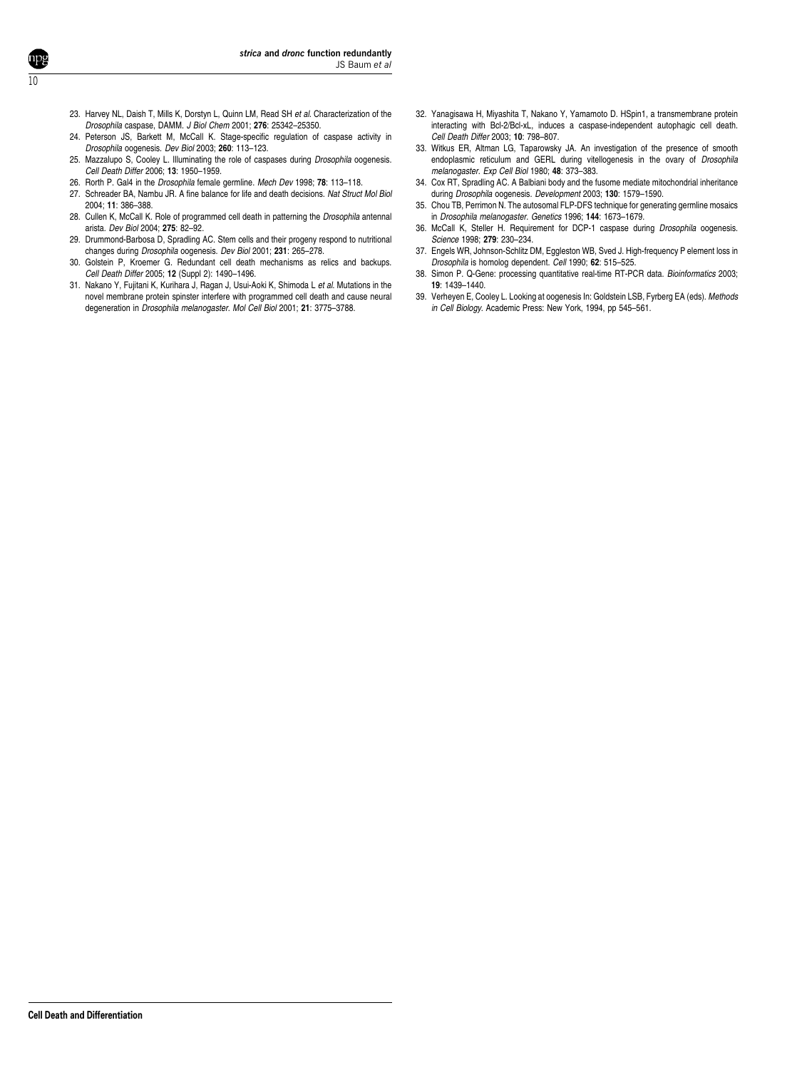23. Harvey NL, Daish T, Mills K, Dorstyn L, Quinn LM, Read SH *et al.* Characterization of the *Drosophila* caspase, DAMM. *J Biol Chem* 2001; **276**: 25342–25350.
24. Peterson JS, Barkett M, McCall K. Stage-specific regulation of caspase activity in *Drosophila* oogenesis. *Dev Biol* 2003; **260**: 113–123.
25. Mazzalupo S, Cooley L. Illuminating the role of caspases during *Drosophila* oogenesis. *Cell Death Differ* 2006; **13**: 1950–1959.
26. Rorth P. Gal4 in the *Drosophila* female germline. *Mech Dev* 1998; **78**: 113–118.
27. Schreader BA, Nambu JR. A fine balance for life and death decisions. *Nat Struct Mol Biol* 2004; **11**: 386–388.
28. Cullen K, McCall K. Role of programmed cell death in patterning the *Drosophila* antennal arista. *Dev Biol* 2004; **275**: 82–92.
29. Drummond-Barbosa D, Spradling AC. Stem cells and their progeny respond to nutritional changes during *Drosophila* oogenesis. *Dev Biol* 2001; **231**: 265–278.
30. Golstein P, Kroemer G. Redundant cell death mechanisms as relics and backups. *Cell Death Differ* 2005; **12** (Suppl 2): 1490–1496.
31. Nakano Y, Fujitani K, Kurihara J, Ragan J, Usui-Aoki K, Shimoda L *et al.* Mutations in the novel membrane protein spinster interfere with programmed cell death and cause neural degeneration in *Drosophila melanogaster*. *Mol Cell Biol* 2001; **21**: 3775–3788.
32. Yanagisawa H, Miyashita T, Nakano Y, Yamamoto D. HSpin1, a transmembrane protein interacting with Bcl-2/Bcl-xL, induces a caspase-independent autophagic cell death. *Cell Death Differ* 2003; **10**: 798–807.
33. Witkus ER, Altman LG, Taparowsky JA. An investigation of the presence of smooth endoplasmic reticulum and GERL during vitellogenesis in the ovary of *Drosophila melanogaster*. *Exp Cell Biol* 1980; **48**: 373–383.
34. Cox RT, Spradling AC. A Balbiani body and the fusome mediate mitochondrial inheritance during *Drosophila* oogenesis. *Development* 2003; **130**: 1579–1590.
35. Chou TB, Perrimon N. The autosomal FLP-DFS technique for generating germline mosaics in *Drosophila melanogaster*. *Genetics* 1996; **144**: 1673–1679.
36. McCall K, Steller H. Requirement for DCP-1 caspase during *Drosophila* oogenesis. *Science* 1998; **279**: 230–234.
37. Engels WR, Johnson-Schlitz DM, Eggleston WB, Sved J. High-frequency P element loss in *Drosophila* is homolog dependent. *Cell* 1990; **62**: 515–525.
38. Simon P. Q-Gene: processing quantitative real-time RT-PCR data. *Bioinformatics* 2003; **19**: 1439–1440.
39. Verheyen E, Cooley L. Looking at oogenesis In: Goldstein LSB, Fyrberg EA (eds). *Methods in Cell Biology*. Academic Press: New York, 1994, pp 545–561.